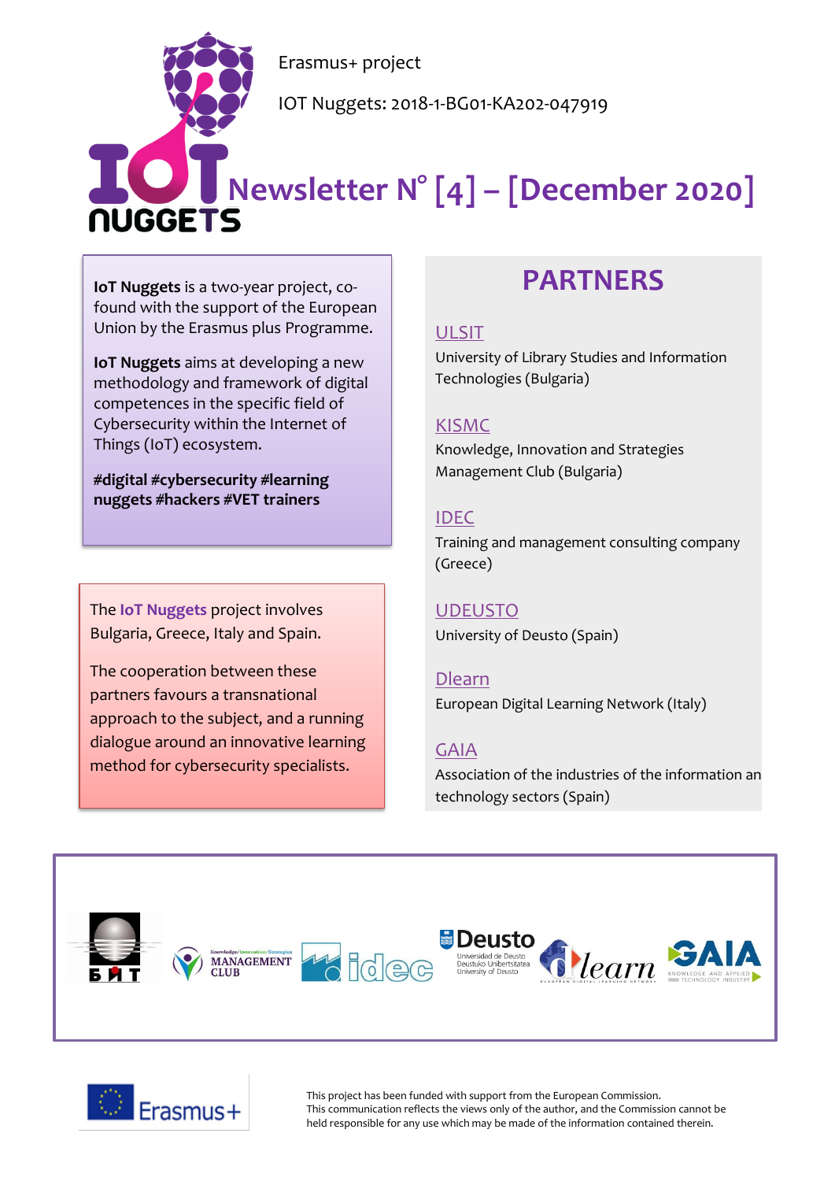Erasmus+ project

IOT Nuggets: 2018-1-BG01-KA202-047919

# Newsletter N° [4] – [December 2020]

**IoT Nuggets** is a two-year project, co-found with the support of the European Union by the Erasmus plus Programme.

**IoT Nuggets** aims at developing a new methodology and framework of digital competences in the specific field of Cybersecurity within the Internet of Things (IoT) ecosystem.

**#digital #cybersecurity #learning nuggets #hackers #VET trainers**

The **IoT Nuggets** project involves Bulgaria, Greece, Italy and Spain.

The cooperation between these partners favours a transnational approach to the subject, and a running dialogue around an innovative learning method for cybersecurity specialists.

## PARTNERS

ULSIT
University of Library Studies and Information Technologies (Bulgaria)

KISMC
Knowledge, Innovation and Strategies Management Club (Bulgaria)

IDEC
Training and management consulting company (Greece)

UDEUSTO
University of Deusto (Spain)

Dlearn
European Digital Learning Network (Italy)

GAIA
Association of the industries of the information an technology sectors (Spain)

This project has been funded with support from the European Commission.
This communication reflects the views only of the author, and the Commission cannot be held responsible for any use which may be made of the information contained therein.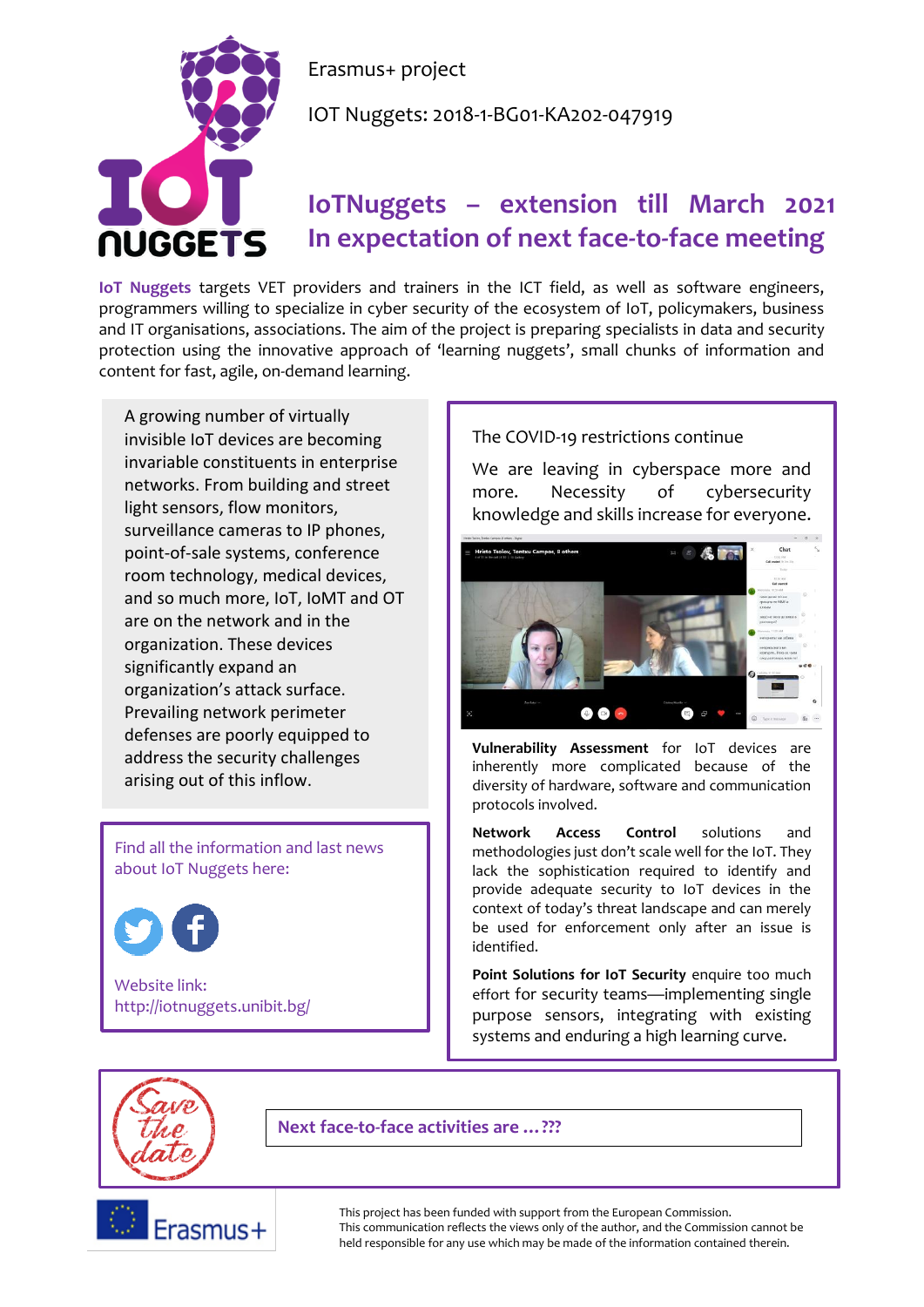Erasmus+ project

IOT Nuggets: 2018-1-BG01-KA202-047919

# IoTNuggets – extension till March 2021
# In expectation of next face-to-face meeting

**IoT Nuggets** targets VET providers and trainers in the ICT field, as well as software engineers, programmers willing to specialize in cyber security of the ecosystem of IoT, policymakers, business and IT organisations, associations. The aim of the project is preparing specialists in data and security protection using the innovative approach of 'learning nuggets', small chunks of information and content for fast, agile, on-demand learning.

A growing number of virtually invisible IoT devices are becoming invariable constituents in enterprise networks. From building and street light sensors, flow monitors, surveillance cameras to IP phones, point-of-sale systems, conference room technology, medical devices, and so much more, IoT, IoMT and OT are on the network and in the organization. These devices significantly expand an organization's attack surface. Prevailing network perimeter defenses are poorly equipped to address the security challenges arising out of this inflow.

Find all the information and last news about IoT Nuggets here:

Website link: http://iotnuggets.unibit.bg/

The COVID-19 restrictions continue

We are leaving in cyberspace more and more. Necessity of cybersecurity knowledge and skills increase for everyone.

**Vulnerability Assessment** for IoT devices are inherently more complicated because of the diversity of hardware, software and communication protocols involved.

**Network Access Control** solutions and methodologies just don't scale well for the IoT. They lack the sophistication required to identify and provide adequate security to IoT devices in the context of today's threat landscape and can merely be used for enforcement only after an issue is identified.

**Point Solutions for IoT Security** enquire too much effort for security teams—implementing single purpose sensors, integrating with existing systems and enduring a high learning curve.

Save the date

**Next face-to-face activities are …???**

Erasmus+

This project has been funded with support from the European Commission.
This communication reflects the views only of the author, and the Commission cannot be held responsible for any use which may be made of the information contained therein.